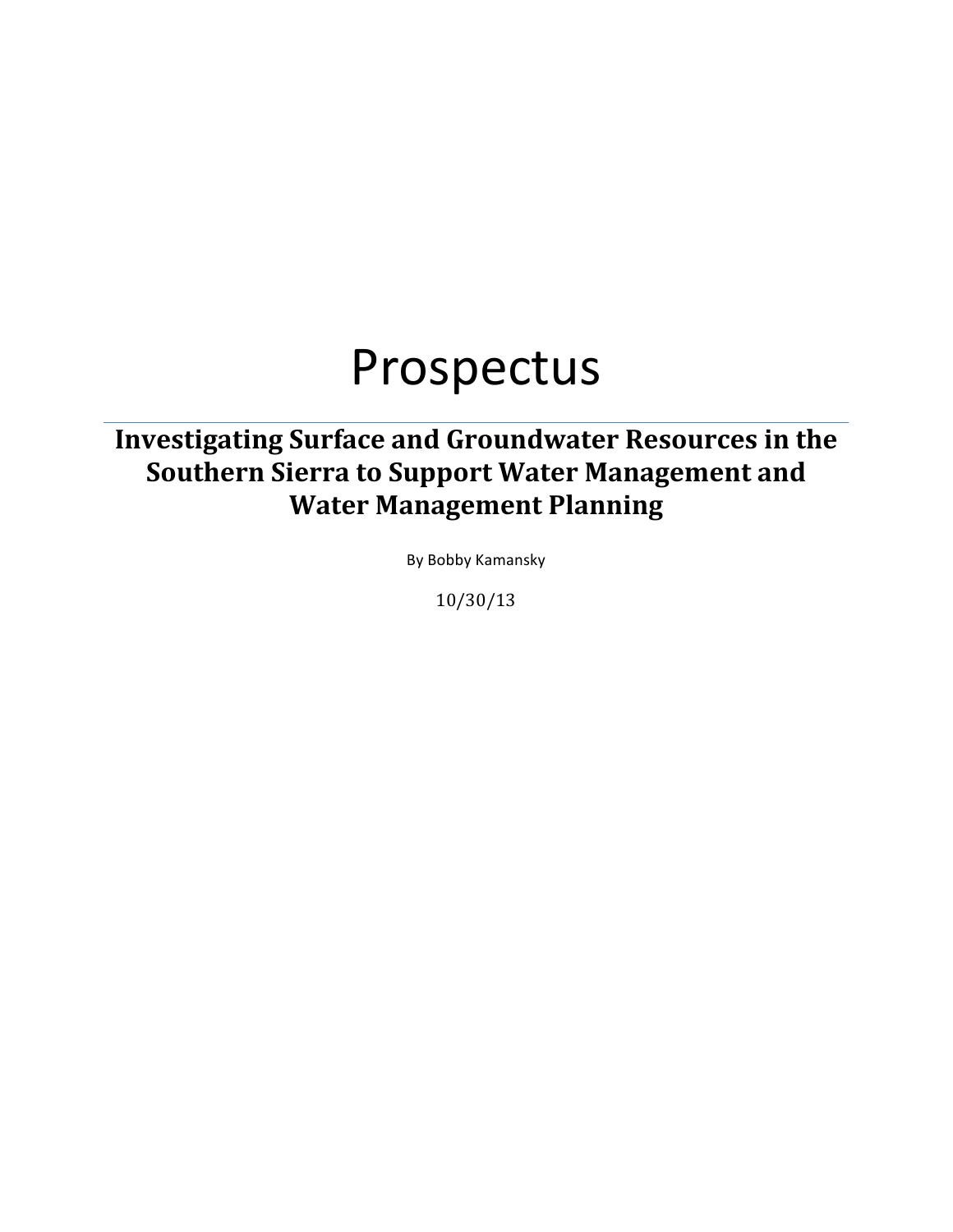# Prospectus

## Investigating Surface and Groundwater Resources in the Southern Sierra to Support Water Management and Water Management Planning

By Bobby Kamansky

10/30/13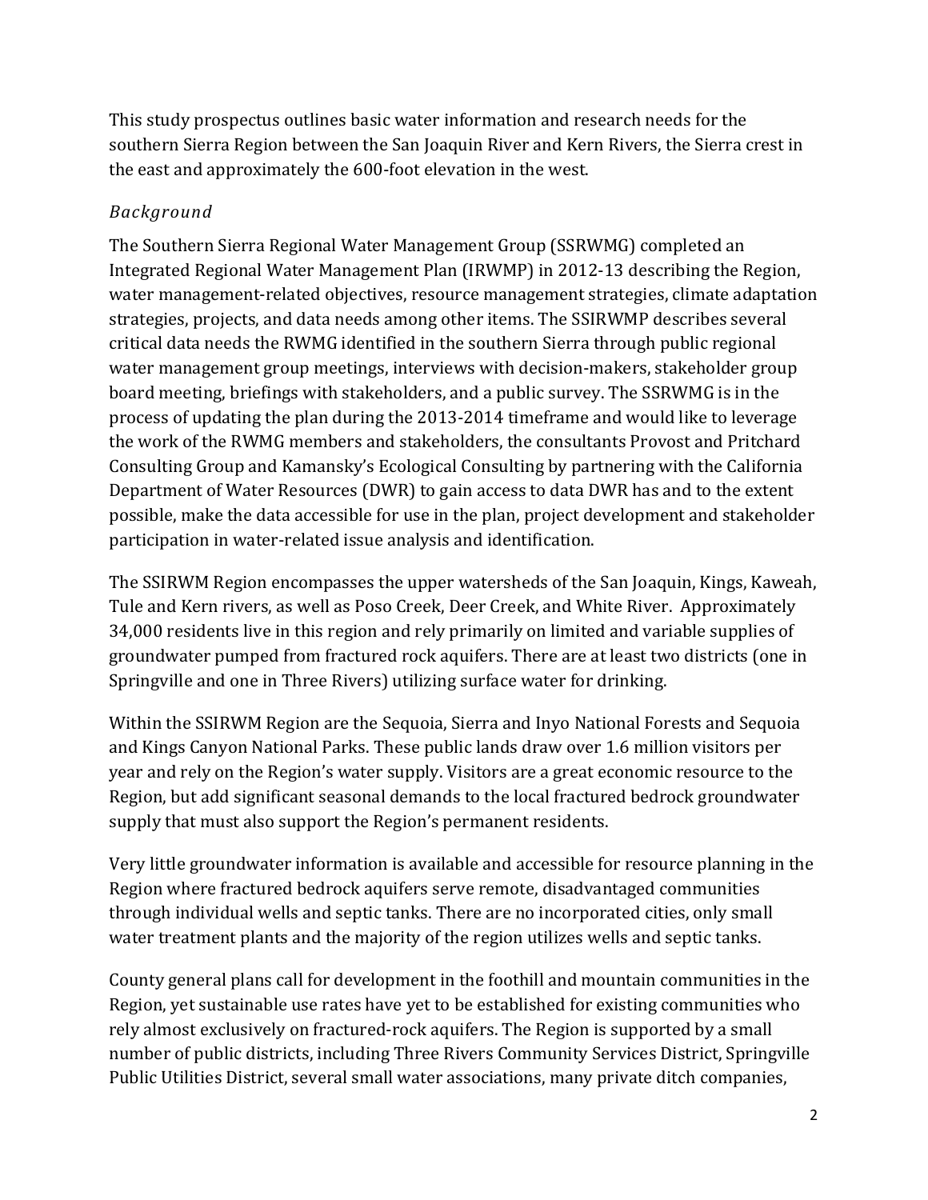This study prospectus outlines basic water information and research needs for the southern Sierra Region between the San Joaquin River and Kern Rivers, the Sierra crest in the east and approximately the 600-foot elevation in the west.

### *Background*

The Southern Sierra Regional Water Management Group (SSRWMG) completed an Integrated Regional Water Management Plan (IRWMP) in 2012-13 describing the Region, water management-related objectives, resource management strategies, climate adaptation strategies, projects, and data needs among other items. The SSIRWMP describes several critical data needs the RWMG identified in the southern Sierra through public regional water management group meetings, interviews with decision-makers, stakeholder group board meeting, briefings with stakeholders, and a public survey. The SSRWMG is in the process of updating the plan during the 2013-2014 timeframe and would like to leverage the work of the RWMG members and stakeholders, the consultants Provost and Pritchard Consulting Group and Kamansky's Ecological Consulting by partnering with the California Department of Water Resources (DWR) to gain access to data DWR has and to the extent possible, make the data accessible for use in the plan, project development and stakeholder participation in water-related issue analysis and identification.

The SSIRWM Region encompasses the upper watersheds of the San Joaquin, Kings, Kaweah, Tule and Kern rivers, as well as Poso Creek, Deer Creek, and White River. Approximately 34,000 residents live in this region and rely primarily on limited and variable supplies of groundwater pumped from fractured rock aquifers. There are at least two districts (one in Springville and one in Three Rivers) utilizing surface water for drinking.

Within the SSIRWM Region are the Sequoia, Sierra and Inyo National Forests and Sequoia and Kings Canyon National Parks. These public lands draw over 1.6 million visitors per year and rely on the Region's water supply. Visitors are a great economic resource to the Region, but add significant seasonal demands to the local fractured bedrock groundwater supply that must also support the Region's permanent residents.

Very little groundwater information is available and accessible for resource planning in the Region where fractured bedrock aquifers serve remote, disadvantaged communities through individual wells and septic tanks. There are no incorporated cities, only small water treatment plants and the majority of the region utilizes wells and septic tanks.

County general plans call for development in the foothill and mountain communities in the Region, yet sustainable use rates have yet to be established for existing communities who rely almost exclusively on fractured-rock aquifers. The Region is supported by a small number of public districts, including Three Rivers Community Services District, Springville Public Utilities District, several small water associations, many private ditch companies,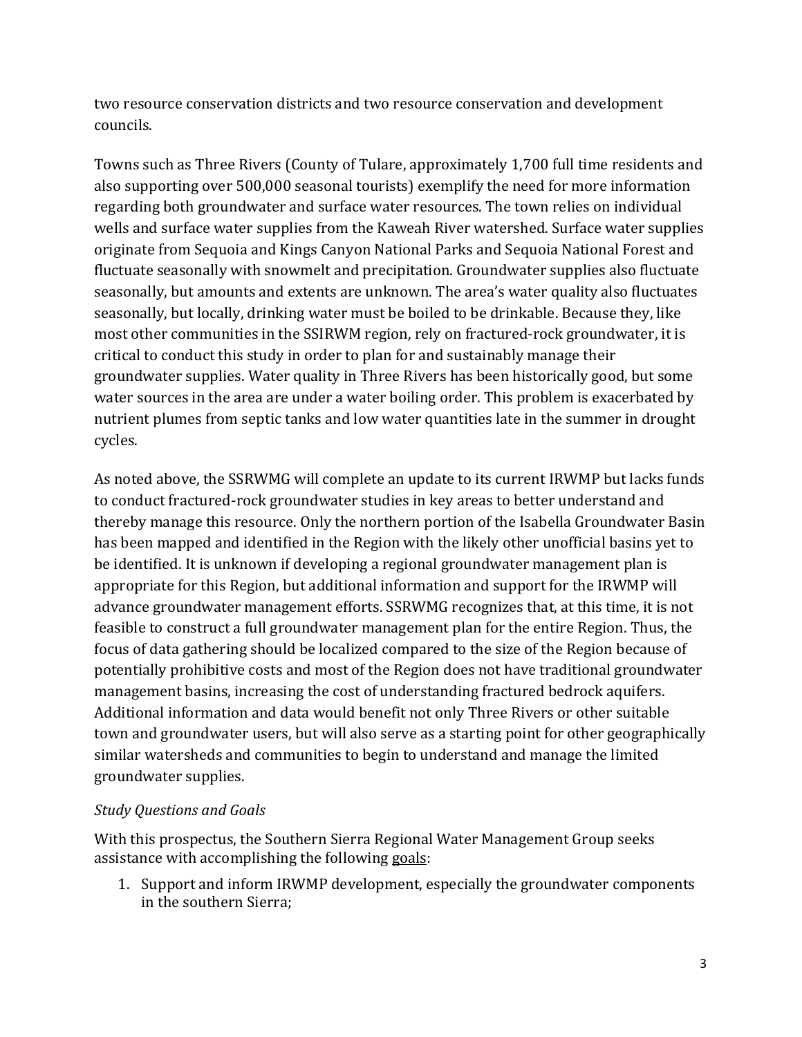two resource conservation districts and two resource conservation and development councils.

Towns such as Three Rivers (County of Tulare, approximately 1,700 full time residents and also supporting over 500,000 seasonal tourists) exemplify the need for more information regarding both groundwater and surface water resources. The town relies on individual wells and surface water supplies from the Kaweah River watershed. Surface water supplies originate from Sequoia and Kings Canyon National Parks and Sequoia National Forest and fluctuate seasonally with snowmelt and precipitation. Groundwater supplies also fluctuate seasonally, but amounts and extents are unknown. The area's water quality also fluctuates seasonally, but locally, drinking water must be boiled to be drinkable. Because they, like most other communities in the SSIRWM region, rely on fractured-rock groundwater, it is critical to conduct this study in order to plan for and sustainably manage their groundwater supplies. Water quality in Three Rivers has been historically good, but some water sources in the area are under a water boiling order. This problem is exacerbated by nutrient plumes from septic tanks and low water quantities late in the summer in drought cycles.

As noted above, the SSRWMG will complete an update to its current IRWMP but lacks funds to conduct fractured-rock groundwater studies in key areas to better understand and thereby manage this resource. Only the northern portion of the Isabella Groundwater Basin has been mapped and identified in the Region with the likely other unofficial basins yet to be identified. It is unknown if developing a regional groundwater management plan is appropriate for this Region, but additional information and support for the IRWMP will advance groundwater management efforts. SSRWMG recognizes that, at this time, it is not feasible to construct a full groundwater management plan for the entire Region. Thus, the focus of data gathering should be localized compared to the size of the Region because of potentially prohibitive costs and most of the Region does not have traditional groundwater management basins, increasing the cost of understanding fractured bedrock aquifers. Additional information and data would benefit not only Three Rivers or other suitable town and groundwater users, but will also serve as a starting point for other geographically similar watersheds and communities to begin to understand and manage the limited groundwater supplies.

*Study Questions and Goals*

With this prospectus, the Southern Sierra Regional Water Management Group seeks assistance with accomplishing the following goals:

1. Support and inform IRWMP development, especially the groundwater components in the southern Sierra;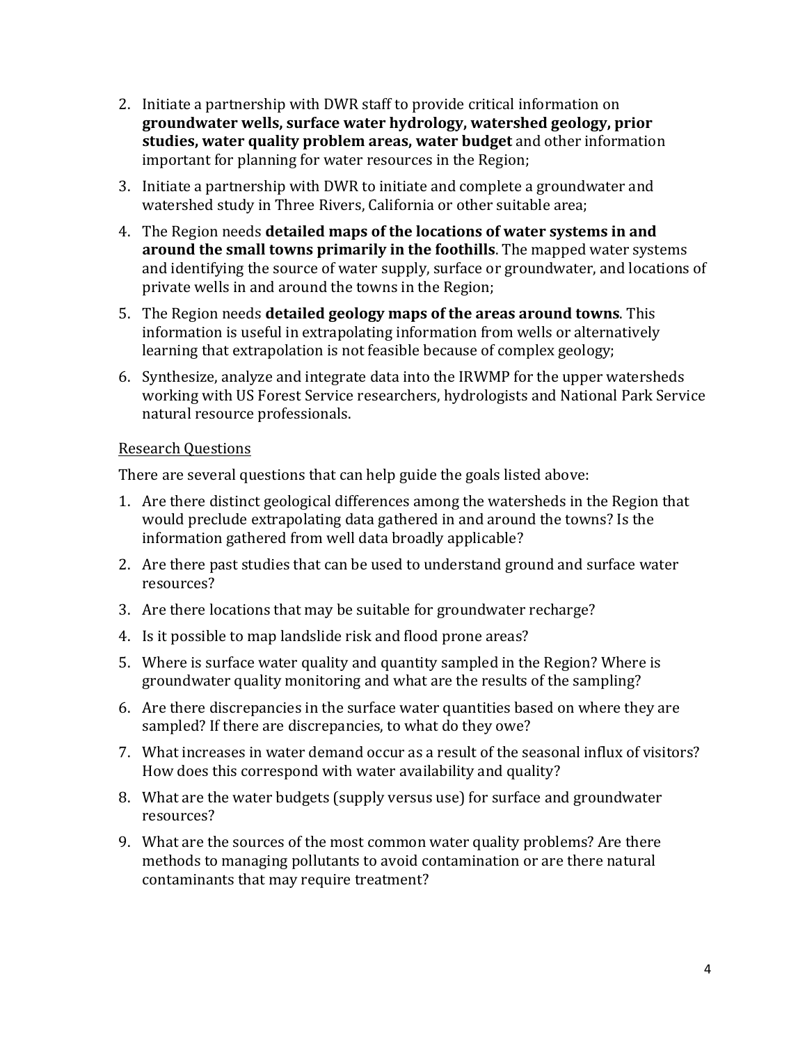2. Initiate a partnership with DWR staff to provide critical information on **groundwater wells, surface water hydrology, watershed geology, prior studies, water quality problem areas, water budget** and other information important for planning for water resources in the Region;
3. Initiate a partnership with DWR to initiate and complete a groundwater and watershed study in Three Rivers, California or other suitable area;
4. The Region needs **detailed maps of the locations of water systems in and around the small towns primarily in the foothills**. The mapped water systems and identifying the source of water supply, surface or groundwater, and locations of private wells in and around the towns in the Region;
5. The Region needs **detailed geology maps of the areas around towns**. This information is useful in extrapolating information from wells or alternatively learning that extrapolation is not feasible because of complex geology;
6. Synthesize, analyze and integrate data into the IRWMP for the upper watersheds working with US Forest Service researchers, hydrologists and National Park Service natural resource professionals.

<u>Research Questions</u>

There are several questions that can help guide the goals listed above:

1. Are there distinct geological differences among the watersheds in the Region that would preclude extrapolating data gathered in and around the towns? Is the information gathered from well data broadly applicable?
2. Are there past studies that can be used to understand ground and surface water resources?
3. Are there locations that may be suitable for groundwater recharge?
4. Is it possible to map landslide risk and flood prone areas?
5. Where is surface water quality and quantity sampled in the Region? Where is groundwater quality monitoring and what are the results of the sampling?
6. Are there discrepancies in the surface water quantities based on where they are sampled? If there are discrepancies, to what do they owe?
7. What increases in water demand occur as a result of the seasonal influx of visitors? How does this correspond with water availability and quality?
8. What are the water budgets (supply versus use) for surface and groundwater resources?
9. What are the sources of the most common water quality problems? Are there methods to managing pollutants to avoid contamination or are there natural contaminants that may require treatment?